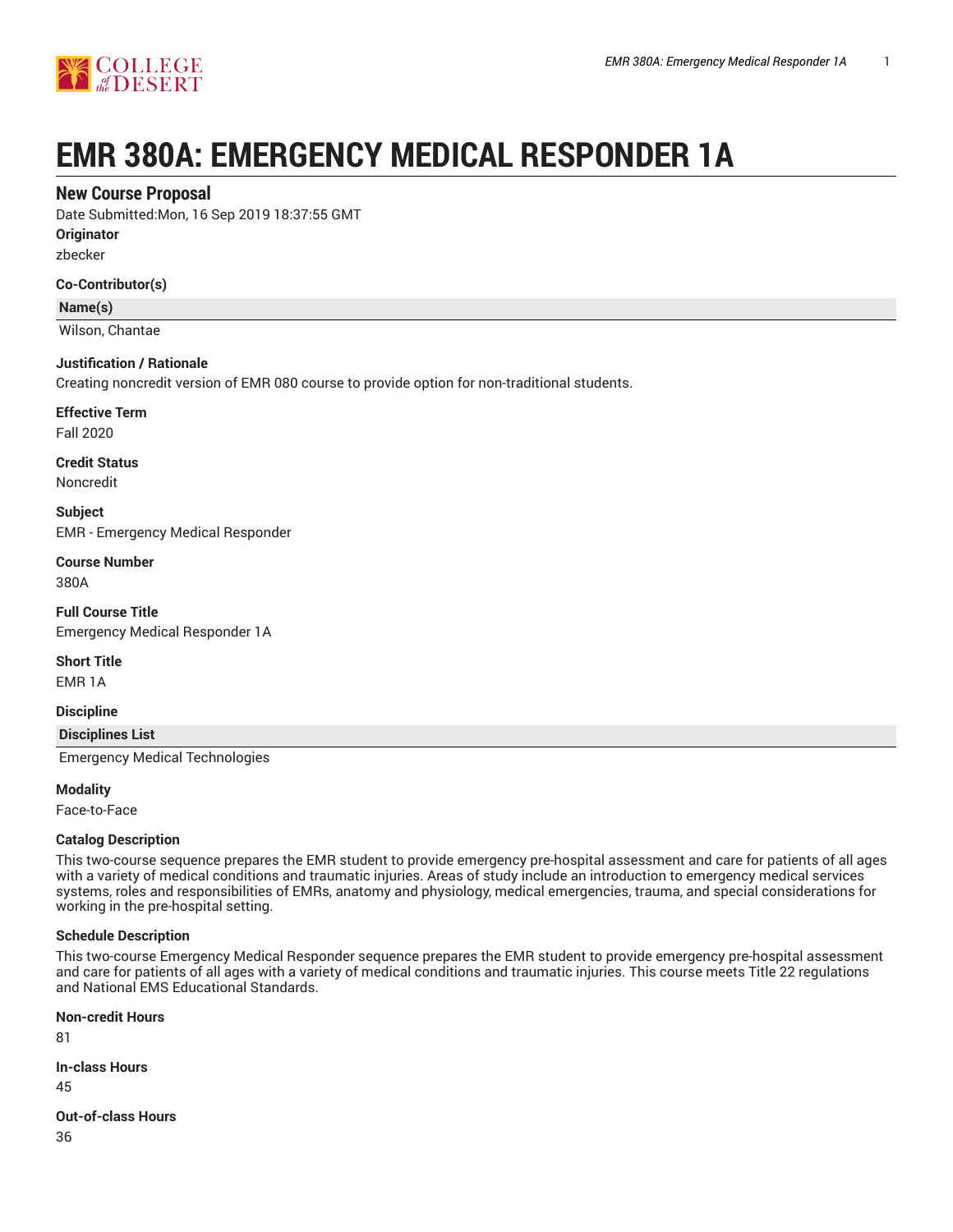# EMR 380A: EMERGENCY MEDICAL RESPONDER 1A

## New Course Proposal

Date Submitted:Mon, 16 Sep 2019 18:37:55 GMT

**Originator**

zbecker

**Co-Contributor(s)**

| Name(s) |
| --- |
| Wilson, Chantae |

**Justification / Rationale**

Creating noncredit version of EMR 080 course to provide option for non-traditional students.

**Effective Term**

Fall 2020

**Credit Status**

Noncredit

**Subject**

EMR - Emergency Medical Responder

**Course Number**

380A

**Full Course Title**

Emergency Medical Responder 1A

**Short Title**

EMR 1A

**Discipline**

| Disciplines List |
| --- |
| Emergency Medical Technologies |

**Modality**

Face-to-Face

**Catalog Description**

This two-course sequence prepares the EMR student to provide emergency pre-hospital assessment and care for patients of all ages with a variety of medical conditions and traumatic injuries. Areas of study include an introduction to emergency medical services systems, roles and responsibilities of EMRs, anatomy and physiology, medical emergencies, trauma, and special considerations for working in the pre-hospital setting.

**Schedule Description**

This two-course Emergency Medical Responder sequence prepares the EMR student to provide emergency pre-hospital assessment and care for patients of all ages with a variety of medical conditions and traumatic injuries. This course meets Title 22 regulations and National EMS Educational Standards.

**Non-credit Hours**

81

**In-class Hours**

45

**Out-of-class Hours**

36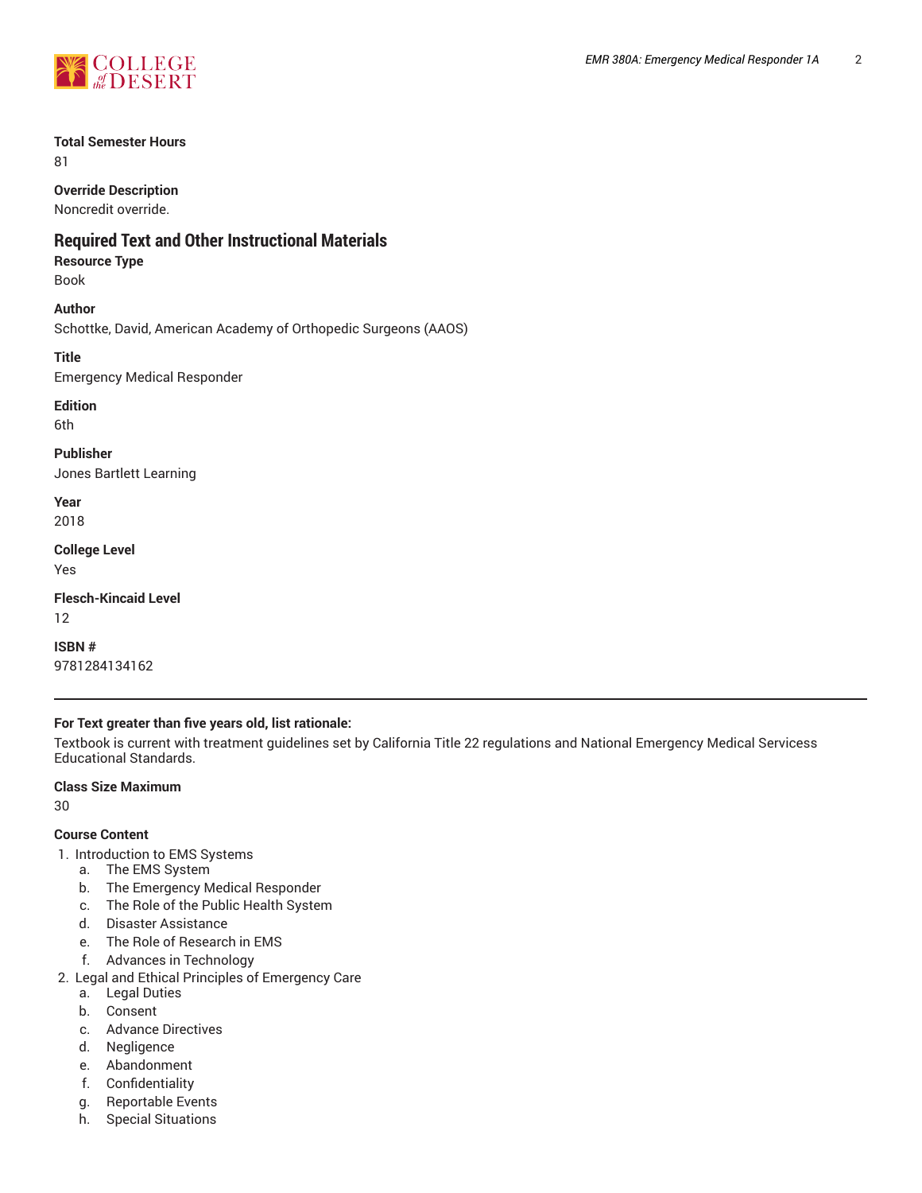**Total Semester Hours**
81

**Override Description**
Noncredit override.

## Required Text and Other Instructional Materials

**Resource Type**
Book

**Author**
Schottke, David, American Academy of Orthopedic Surgeons (AAOS)

**Title**
Emergency Medical Responder

**Edition**
6th

**Publisher**
Jones Bartlett Learning

**Year**
2018

**College Level**
Yes

**Flesch-Kincaid Level**
12

**ISBN #**
9781284134162

---

**For Text greater than five years old, list rationale:**
Textbook is current with treatment guidelines set by California Title 22 regulations and National Emergency Medical Servicess Educational Standards.

**Class Size Maximum**
30

**Course Content**

1. Introduction to EMS Systems
    a. The EMS System
    b. The Emergency Medical Responder
    c. The Role of the Public Health System
    d. Disaster Assistance
    e. The Role of Research in EMS
    f. Advances in Technology
2. Legal and Ethical Principles of Emergency Care
    a. Legal Duties
    b. Consent
    c. Advance Directives
    d. Negligence
    e. Abandonment
    f. Confidentiality
    g. Reportable Events
    h. Special Situations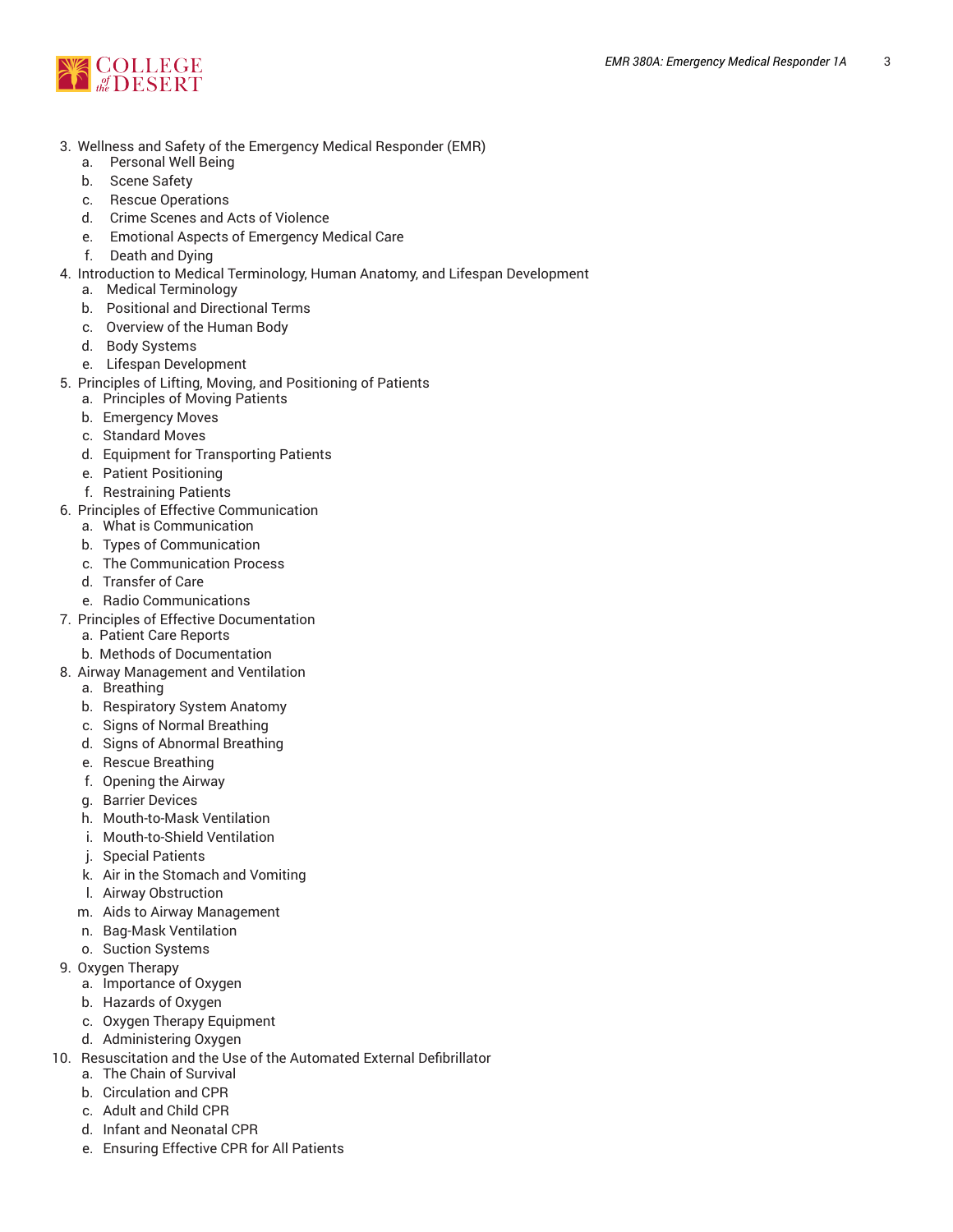3. Wellness and Safety of the Emergency Medical Responder (EMR)
    a. Personal Well Being
    b. Scene Safety
    c. Rescue Operations
    d. Crime Scenes and Acts of Violence
    e. Emotional Aspects of Emergency Medical Care
    f. Death and Dying
4. Introduction to Medical Terminology, Human Anatomy, and Lifespan Development
    a. Medical Terminology
    b. Positional and Directional Terms
    c. Overview of the Human Body
    d. Body Systems
    e. Lifespan Development
5. Principles of Lifting, Moving, and Positioning of Patients
    a. Principles of Moving Patients
    b. Emergency Moves
    c. Standard Moves
    d. Equipment for Transporting Patients
    e. Patient Positioning
    f. Restraining Patients
6. Principles of Effective Communication
    a. What is Communication
    b. Types of Communication
    c. The Communication Process
    d. Transfer of Care
    e. Radio Communications
7. Principles of Effective Documentation
    a. Patient Care Reports
    b. Methods of Documentation
8. Airway Management and Ventilation
    a. Breathing
    b. Respiratory System Anatomy
    c. Signs of Normal Breathing
    d. Signs of Abnormal Breathing
    e. Rescue Breathing
    f. Opening the Airway
    g. Barrier Devices
    h. Mouth-to-Mask Ventilation
    i. Mouth-to-Shield Ventilation
    j. Special Patients
    k. Air in the Stomach and Vomiting
    l. Airway Obstruction
    m. Aids to Airway Management
    n. Bag-Mask Ventilation
    o. Suction Systems
9. Oxygen Therapy
    a. Importance of Oxygen
    b. Hazards of Oxygen
    c. Oxygen Therapy Equipment
    d. Administering Oxygen
10. Resuscitation and the Use of the Automated External Defibrillator
    a. The Chain of Survival
    b. Circulation and CPR
    c. Adult and Child CPR
    d. Infant and Neonatal CPR
    e. Ensuring Effective CPR for All Patients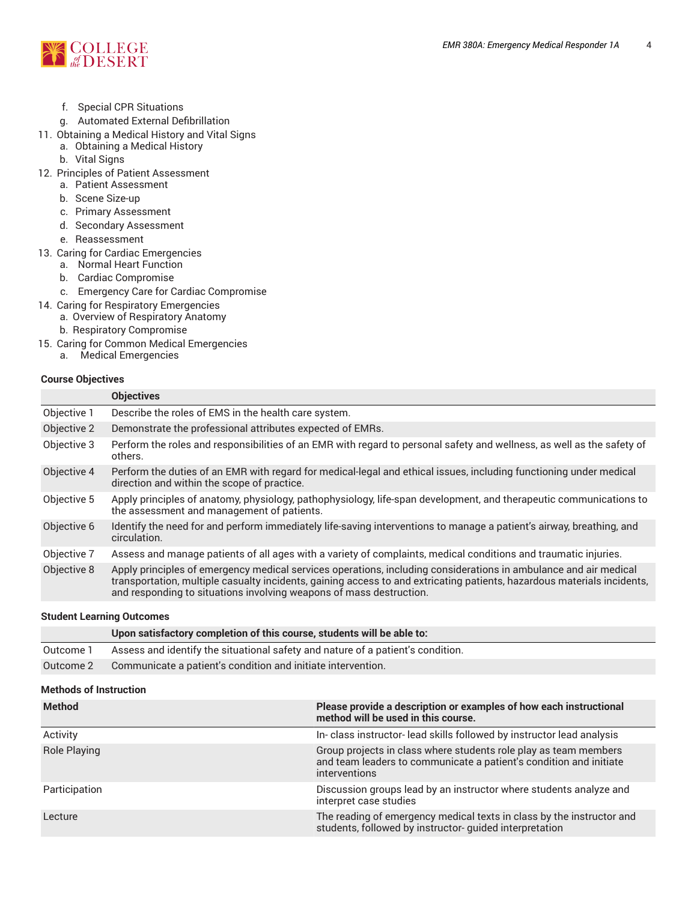f. Special CPR Situations
   g. Automated External Defibrillation
11. Obtaining a Medical History and Vital Signs
   a. Obtaining a Medical History
   b. Vital Signs
12. Principles of Patient Assessment
   a. Patient Assessment
   b. Scene Size-up
   c. Primary Assessment
   d. Secondary Assessment
   e. Reassessment
13. Caring for Cardiac Emergencies
   a. Normal Heart Function
   b. Cardiac Compromise
   c. Emergency Care for Cardiac Compromise
14. Caring for Respiratory Emergencies
   a. Overview of Respiratory Anatomy
   b. Respiratory Compromise
15. Caring for Common Medical Emergencies
   a. Medical Emergencies

### Course Objectives

| | Objectives |
|---|---|
| Objective 1 | Describe the roles of EMS in the health care system. |
| Objective 2 | Demonstrate the professional attributes expected of EMRs. |
| Objective 3 | Perform the roles and responsibilities of an EMR with regard to personal safety and wellness, as well as the safety of others. |
| Objective 4 | Perform the duties of an EMR with regard for medical-legal and ethical issues, including functioning under medical direction and within the scope of practice. |
| Objective 5 | Apply principles of anatomy, physiology, pathophysiology, life-span development, and therapeutic communications to the assessment and management of patients. |
| Objective 6 | Identify the need for and perform immediately life-saving interventions to manage a patient's airway, breathing, and circulation. |
| Objective 7 | Assess and manage patients of all ages with a variety of complaints, medical conditions and traumatic injuries. |
| Objective 8 | Apply principles of emergency medical services operations, including considerations in ambulance and air medical transportation, multiple casualty incidents, gaining access to and extricating patients, hazardous materials incidents, and responding to situations involving weapons of mass destruction. |

### Student Learning Outcomes

| | Upon satisfactory completion of this course, students will be able to: |
|---|---|
| Outcome 1 | Assess and identify the situational safety and nature of a patient's condition. |
| Outcome 2 | Communicate a patient's condition and initiate intervention. |

### Methods of Instruction

| Method | Please provide a description or examples of how each instructional method will be used in this course. |
|---|---|
| Activity | In- class instructor- lead skills followed by instructor lead analysis |
| Role Playing | Group projects in class where students role play as team members and team leaders to communicate a patient's condition and initiate interventions |
| Participation | Discussion groups lead by an instructor where students analyze and interpret case studies |
| Lecture | The reading of emergency medical texts in class by the instructor and students, followed by instructor- guided interpretation |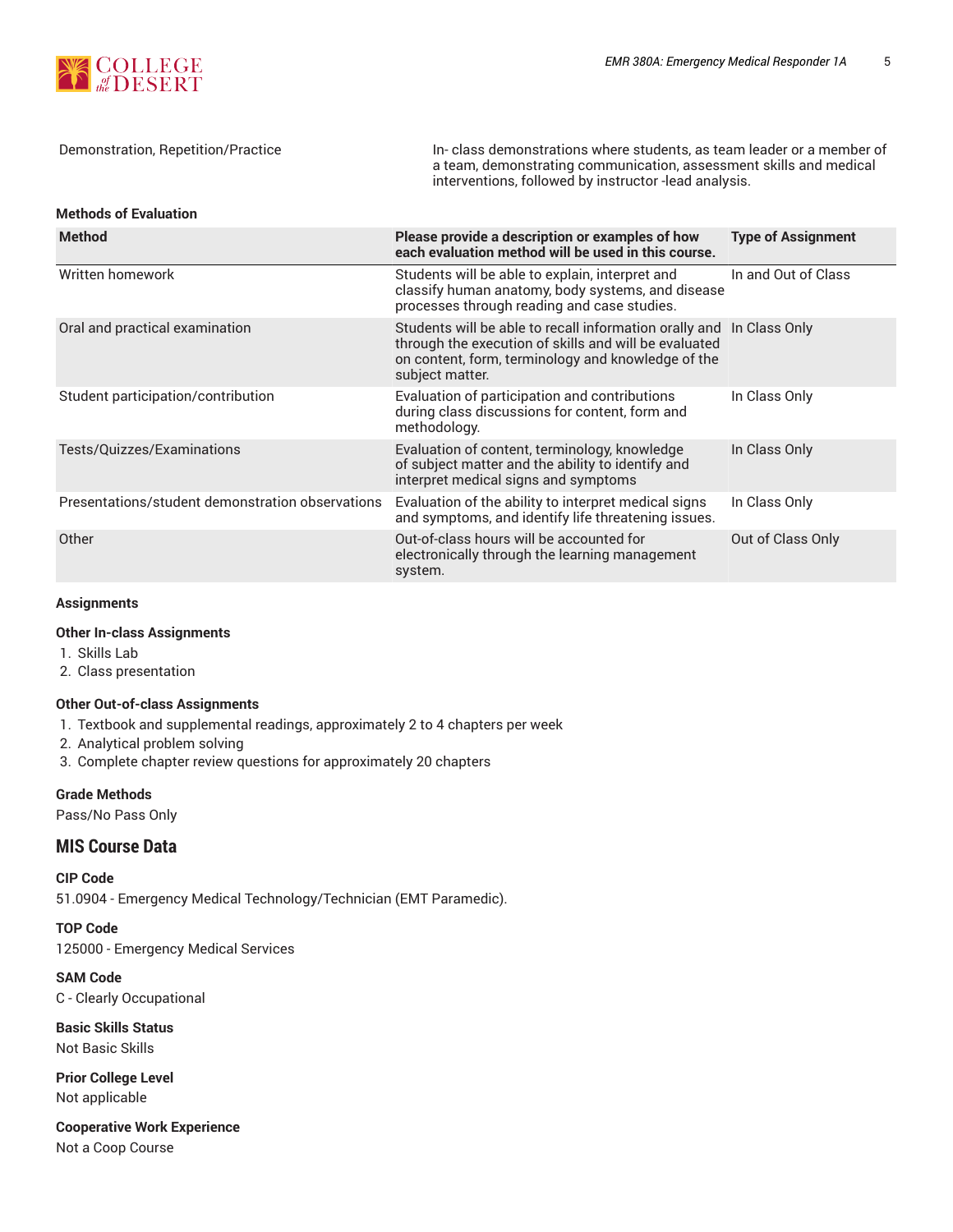| | |
|---|---|
| Demonstration, Repetition/Practice | In- class demonstrations where students, as team leader or a member of a team, demonstrating communication, assessment skills and medical interventions, followed by instructor -lead analysis. |

**Methods of Evaluation**

| Method | Please provide a description or examples of how each evaluation method will be used in this course. | Type of Assignment |
|---|---|---|
| Written homework | Students will be able to explain, interpret and classify human anatomy, body systems, and disease processes through reading and case studies. | In and Out of Class |
| Oral and practical examination | Students will be able to recall information orally and through the execution of skills and will be evaluated on content, form, terminology and knowledge of the subject matter. | In Class Only |
| Student participation/contribution | Evaluation of participation and contributions during class discussions for content, form and methodology. | In Class Only |
| Tests/Quizzes/Examinations | Evaluation of content, terminology, knowledge of subject matter and the ability to identify and interpret medical signs and symptoms | In Class Only |
| Presentations/student demonstration observations | Evaluation of the ability to interpret medical signs and symptoms, and identify life threatening issues. | In Class Only |
| Other | Out-of-class hours will be accounted for electronically through the learning management system. | Out of Class Only |

**Assignments**

**Other In-class Assignments**

1. Skills Lab
2. Class presentation

**Other Out-of-class Assignments**

1. Textbook and supplemental readings, approximately 2 to 4 chapters per week
2. Analytical problem solving
3. Complete chapter review questions for approximately 20 chapters

**Grade Methods**

Pass/No Pass Only

## MIS Course Data

**CIP Code**

51.0904 - Emergency Medical Technology/Technician (EMT Paramedic).

**TOP Code**

125000 - Emergency Medical Services

**SAM Code**

C - Clearly Occupational

**Basic Skills Status**

Not Basic Skills

**Prior College Level**

Not applicable

**Cooperative Work Experience**

Not a Coop Course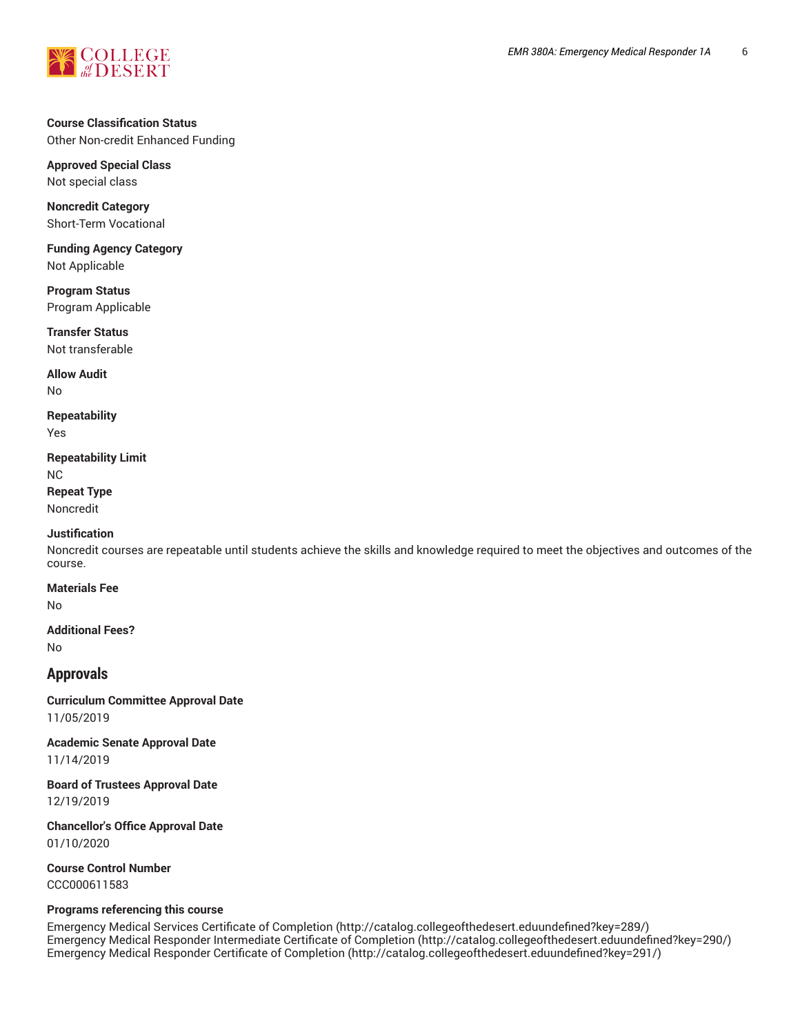**Course Classification Status**
Other Non-credit Enhanced Funding

**Approved Special Class**
Not special class

**Noncredit Category**
Short-Term Vocational

**Funding Agency Category**
Not Applicable

**Program Status**
Program Applicable

**Transfer Status**
Not transferable

**Allow Audit**
No

**Repeatability**
Yes

**Repeatability Limit**
NC

**Repeat Type**
Noncredit

**Justification**
Noncredit courses are repeatable until students achieve the skills and knowledge required to meet the objectives and outcomes of the course.

**Materials Fee**
No

**Additional Fees?**
No

## Approvals

**Curriculum Committee Approval Date**
11/05/2019

**Academic Senate Approval Date**
11/14/2019

**Board of Trustees Approval Date**
12/19/2019

**Chancellor's Office Approval Date**
01/10/2020

**Course Control Number**
CCC000611583

**Programs referencing this course**
Emergency Medical Services Certificate of Completion (http://catalog.collegeofthedesert.eduundefined?key=289/)
Emergency Medical Responder Intermediate Certificate of Completion (http://catalog.collegeofthedesert.eduundefined?key=290/)
Emergency Medical Responder Certificate of Completion (http://catalog.collegeofthedesert.eduundefined?key=291/)